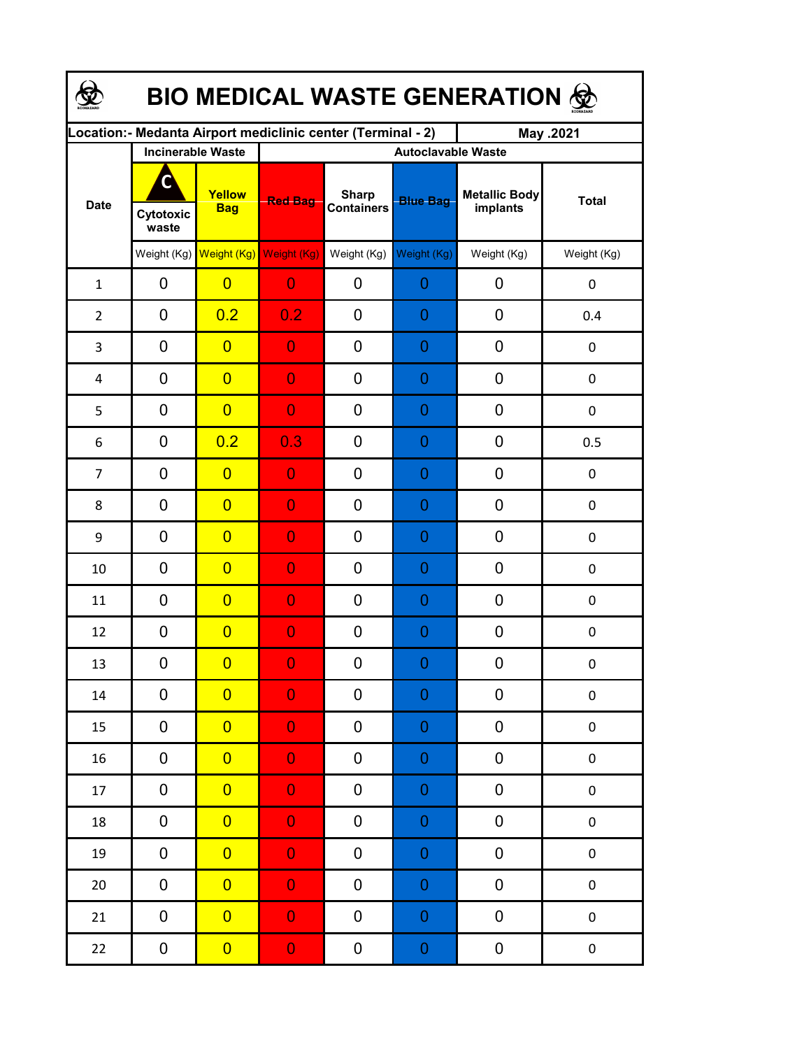# BIO MEDICAL WASTE GENERATION

| Location:- Medanta Airport mediclinic center (Terminal - 2) | | | | | | | May .2021 |
|---|---|---|---|---|---|---|---|
| Date | Incinerable Waste | | Autoclavable Waste | | | | |
| | Cytotoxic waste | Yellow Bag | Red Bag | Sharp Containers | Blue Bag | Metallic Body implants | Total |
| | Weight (Kg) | Weight (Kg) | Weight (Kg) | Weight (Kg) | Weight (Kg) | Weight (Kg) | Weight (Kg) |
| 1 | 0 | 0 | 0 | 0 | 0 | 0 | 0 |
| 2 | 0 | 0.2 | 0.2 | 0 | 0 | 0 | 0.4 |
| 3 | 0 | 0 | 0 | 0 | 0 | 0 | 0 |
| 4 | 0 | 0 | 0 | 0 | 0 | 0 | 0 |
| 5 | 0 | 0 | 0 | 0 | 0 | 0 | 0 |
| 6 | 0 | 0.2 | 0.3 | 0 | 0 | 0 | 0.5 |
| 7 | 0 | 0 | 0 | 0 | 0 | 0 | 0 |
| 8 | 0 | 0 | 0 | 0 | 0 | 0 | 0 |
| 9 | 0 | 0 | 0 | 0 | 0 | 0 | 0 |
| 10 | 0 | 0 | 0 | 0 | 0 | 0 | 0 |
| 11 | 0 | 0 | 0 | 0 | 0 | 0 | 0 |
| 12 | 0 | 0 | 0 | 0 | 0 | 0 | 0 |
| 13 | 0 | 0 | 0 | 0 | 0 | 0 | 0 |
| 14 | 0 | 0 | 0 | 0 | 0 | 0 | 0 |
| 15 | 0 | 0 | 0 | 0 | 0 | 0 | 0 |
| 16 | 0 | 0 | 0 | 0 | 0 | 0 | 0 |
| 17 | 0 | 0 | 0 | 0 | 0 | 0 | 0 |
| 18 | 0 | 0 | 0 | 0 | 0 | 0 | 0 |
| 19 | 0 | 0 | 0 | 0 | 0 | 0 | 0 |
| 20 | 0 | 0 | 0 | 0 | 0 | 0 | 0 |
| 21 | 0 | 0 | 0 | 0 | 0 | 0 | 0 |
| 22 | 0 | 0 | 0 | 0 | 0 | 0 | 0 |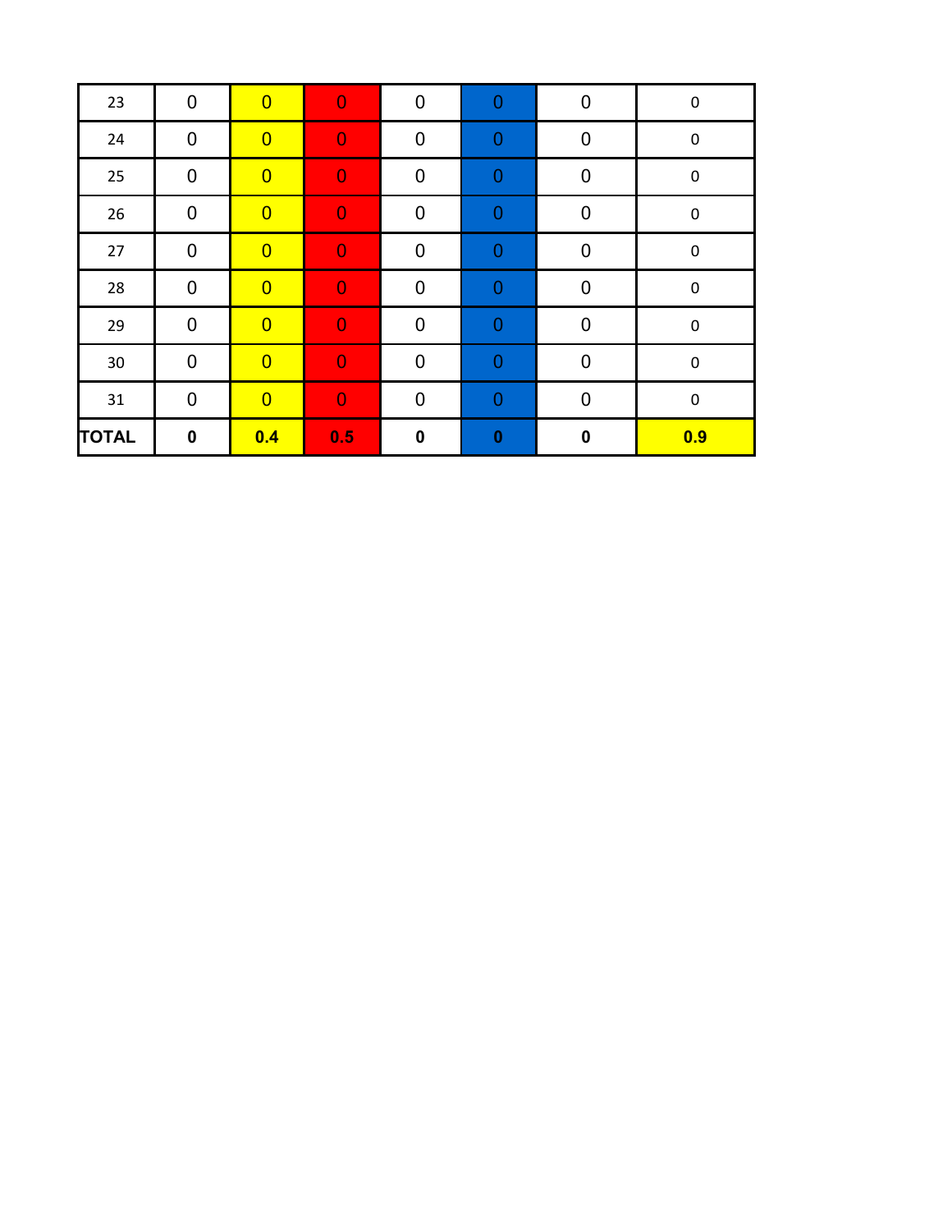| | | | | | | | |
|---|---|---|---|---|---|---|---|
| 23 | 0 | 0 | 0 | 0 | 0 | 0 | 0 |
| 24 | 0 | 0 | 0 | 0 | 0 | 0 | 0 |
| 25 | 0 | 0 | 0 | 0 | 0 | 0 | 0 |
| 26 | 0 | 0 | 0 | 0 | 0 | 0 | 0 |
| 27 | 0 | 0 | 0 | 0 | 0 | 0 | 0 |
| 28 | 0 | 0 | 0 | 0 | 0 | 0 | 0 |
| 29 | 0 | 0 | 0 | 0 | 0 | 0 | 0 |
| 30 | 0 | 0 | 0 | 0 | 0 | 0 | 0 |
| 31 | 0 | 0 | 0 | 0 | 0 | 0 | 0 |
| **TOTAL** | **0** | **0.4** | **0.5** | **0** | **0** | **0** | **0.9** |